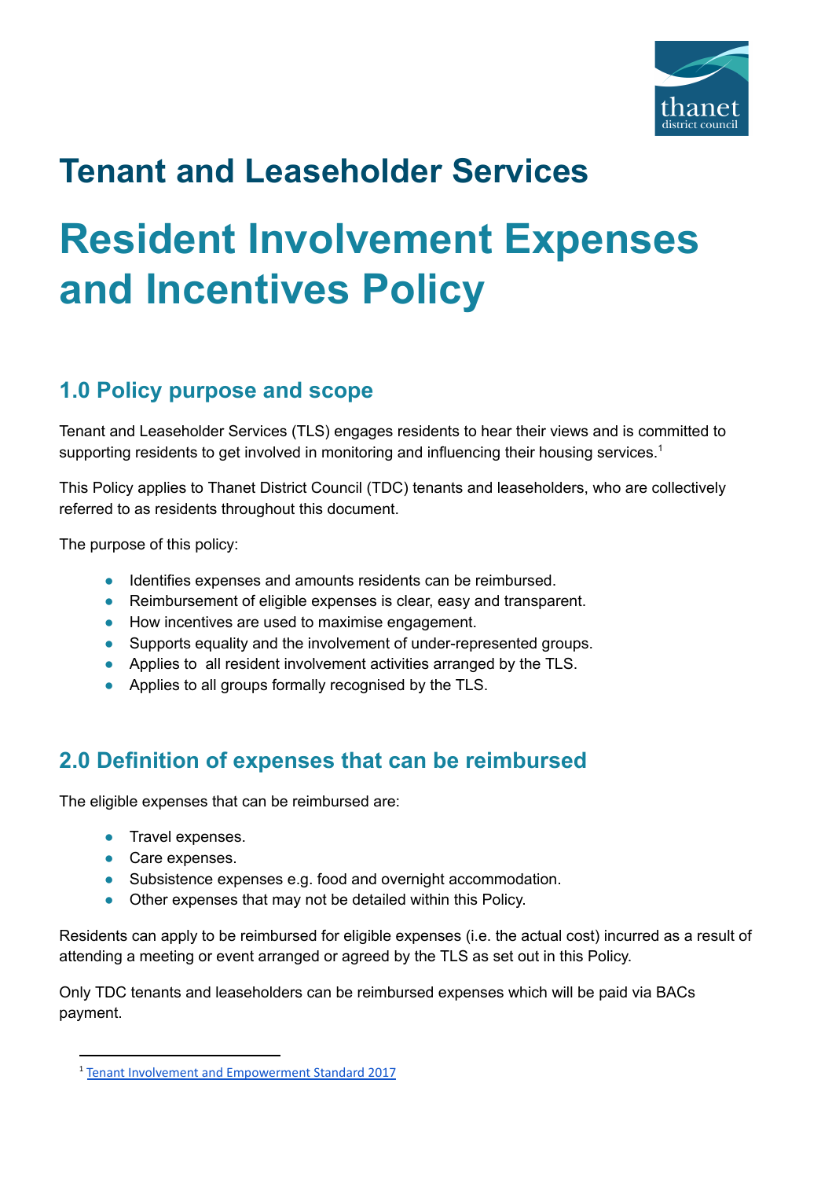# Tenant and Leaseholder Services

# Resident Involvement Expenses and Incentives Policy

## 1.0 Policy purpose and scope

Tenant and Leaseholder Services (TLS) engages residents to hear their views and is committed to supporting residents to get involved in monitoring and influencing their housing services.[1]

This Policy applies to Thanet District Council (TDC) tenants and leaseholders, who are collectively referred to as residents throughout this document.

The purpose of this policy:

- Identifies expenses and amounts residents can be reimbursed.
- Reimbursement of eligible expenses is clear, easy and transparent.
- How incentives are used to maximise engagement.
- Supports equality and the involvement of under-represented groups.
- Applies to all resident involvement activities arranged by the TLS.
- Applies to all groups formally recognised by the TLS.

## 2.0 Definition of expenses that can be reimbursed

The eligible expenses that can be reimbursed are:

- Travel expenses.
- Care expenses.
- Subsistence expenses e.g. food and overnight accommodation.
- Other expenses that may not be detailed within this Policy.

Residents can apply to be reimbursed for eligible expenses (i.e. the actual cost) incurred as a result of attending a meeting or event arranged or agreed by the TLS as set out in this Policy.

Only TDC tenants and leaseholders can be reimbursed expenses which will be paid via BACs payment.

[1] Tenant Involvement and Empowerment Standard 2017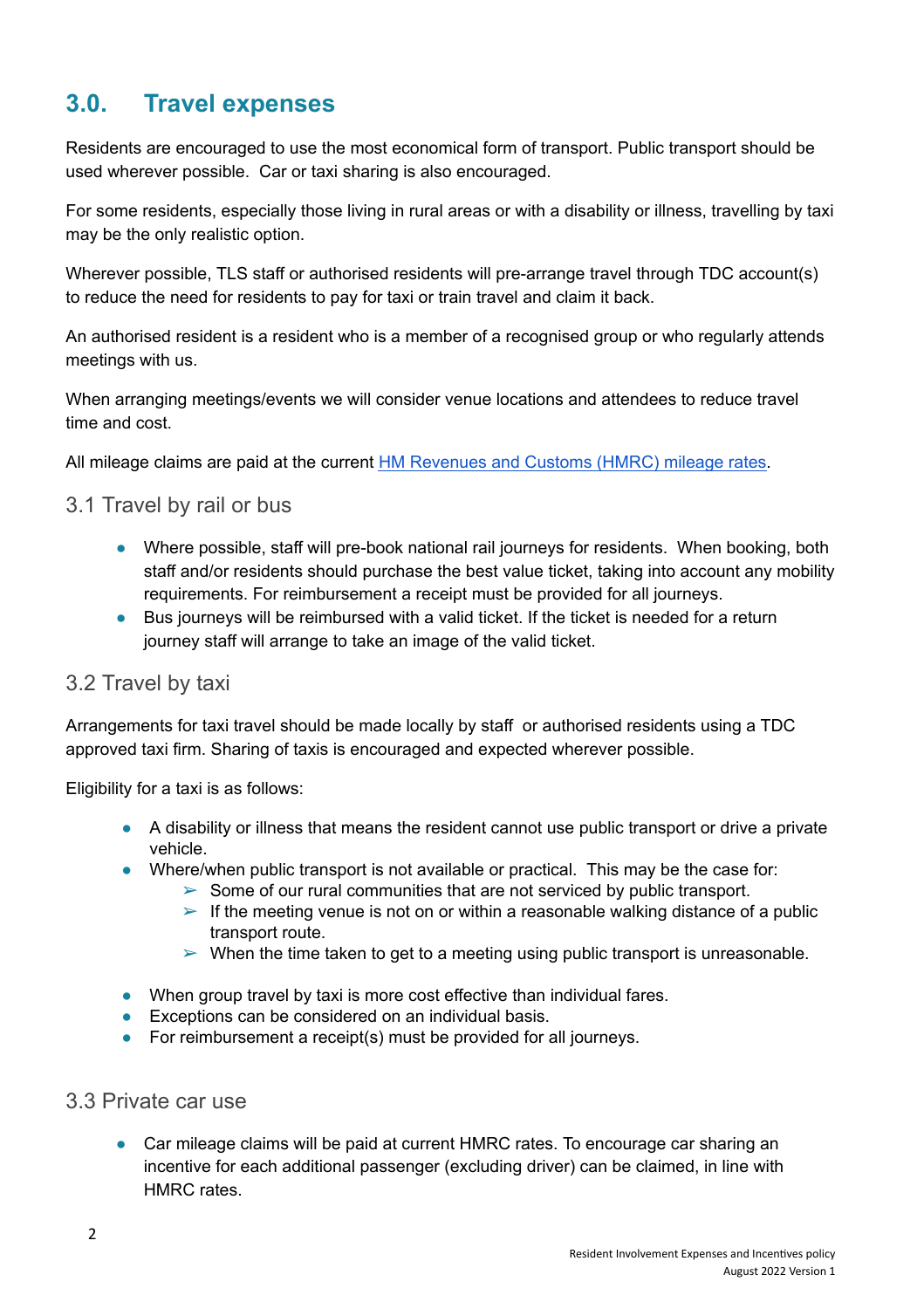## 3.0. Travel expenses

Residents are encouraged to use the most economical form of transport. Public transport should be used wherever possible. Car or taxi sharing is also encouraged.

For some residents, especially those living in rural areas or with a disability or illness, travelling by taxi may be the only realistic option.

Wherever possible, TLS staff or authorised residents will pre-arrange travel through TDC account(s) to reduce the need for residents to pay for taxi or train travel and claim it back.

An authorised resident is a resident who is a member of a recognised group or who regularly attends meetings with us.

When arranging meetings/events we will consider venue locations and attendees to reduce travel time and cost.

All mileage claims are paid at the current [HM Revenues and Customs (HMRC) mileage rates](#).

### 3.1 Travel by rail or bus

- Where possible, staff will pre-book national rail journeys for residents. When booking, both staff and/or residents should purchase the best value ticket, taking into account any mobility requirements. For reimbursement a receipt must be provided for all journeys.
- Bus journeys will be reimbursed with a valid ticket. If the ticket is needed for a return journey staff will arrange to take an image of the valid ticket.

### 3.2 Travel by taxi

Arrangements for taxi travel should be made locally by staff or authorised residents using a TDC approved taxi firm. Sharing of taxis is encouraged and expected wherever possible.

Eligibility for a taxi is as follows:

- A disability or illness that means the resident cannot use public transport or drive a private vehicle.
- Where/when public transport is not available or practical. This may be the case for:
  - Some of our rural communities that are not serviced by public transport.
  - If the meeting venue is not on or within a reasonable walking distance of a public transport route.
  - When the time taken to get to a meeting using public transport is unreasonable.
- When group travel by taxi is more cost effective than individual fares.
- Exceptions can be considered on an individual basis.
- For reimbursement a receipt(s) must be provided for all journeys.

### 3.3 Private car use

- Car mileage claims will be paid at current HMRC rates. To encourage car sharing an incentive for each additional passenger (excluding driver) can be claimed, in line with HMRC rates.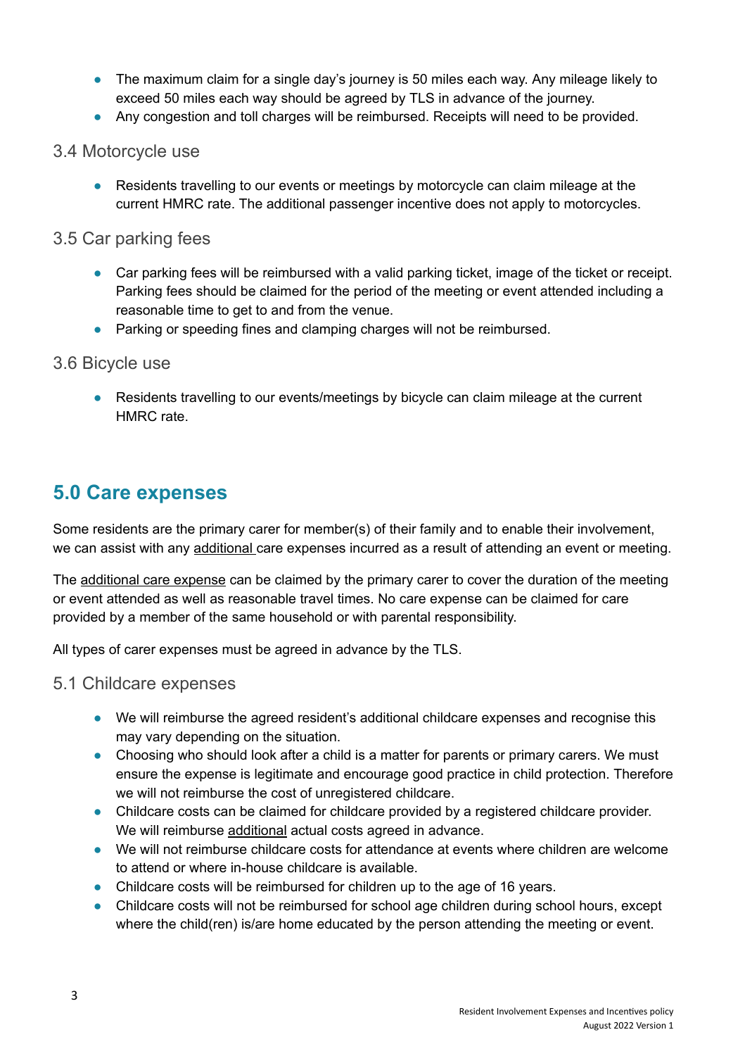- The maximum claim for a single day's journey is 50 miles each way. Any mileage likely to exceed 50 miles each way should be agreed by TLS in advance of the journey.
- Any congestion and toll charges will be reimbursed. Receipts will need to be provided.

### 3.4 Motorcycle use

- Residents travelling to our events or meetings by motorcycle can claim mileage at the current HMRC rate. The additional passenger incentive does not apply to motorcycles.

### 3.5 Car parking fees

- Car parking fees will be reimbursed with a valid parking ticket, image of the ticket or receipt. Parking fees should be claimed for the period of the meeting or event attended including a reasonable time to get to and from the venue.
- Parking or speeding fines and clamping charges will not be reimbursed.

### 3.6 Bicycle use

- Residents travelling to our events/meetings by bicycle can claim mileage at the current HMRC rate.

## 5.0 Care expenses

Some residents are the primary carer for member(s) of their family and to enable their involvement, we can assist with any additional care expenses incurred as a result of attending an event or meeting.

The additional care expense can be claimed by the primary carer to cover the duration of the meeting or event attended as well as reasonable travel times. No care expense can be claimed for care provided by a member of the same household or with parental responsibility.

All types of carer expenses must be agreed in advance by the TLS.

### 5.1 Childcare expenses

- We will reimburse the agreed resident's additional childcare expenses and recognise this may vary depending on the situation.
- Choosing who should look after a child is a matter for parents or primary carers. We must ensure the expense is legitimate and encourage good practice in child protection. Therefore we will not reimburse the cost of unregistered childcare.
- Childcare costs can be claimed for childcare provided by a registered childcare provider. We will reimburse additional actual costs agreed in advance.
- We will not reimburse childcare costs for attendance at events where children are welcome to attend or where in-house childcare is available.
- Childcare costs will be reimbursed for children up to the age of 16 years.
- Childcare costs will not be reimbursed for school age children during school hours, except where the child(ren) is/are home educated by the person attending the meeting or event.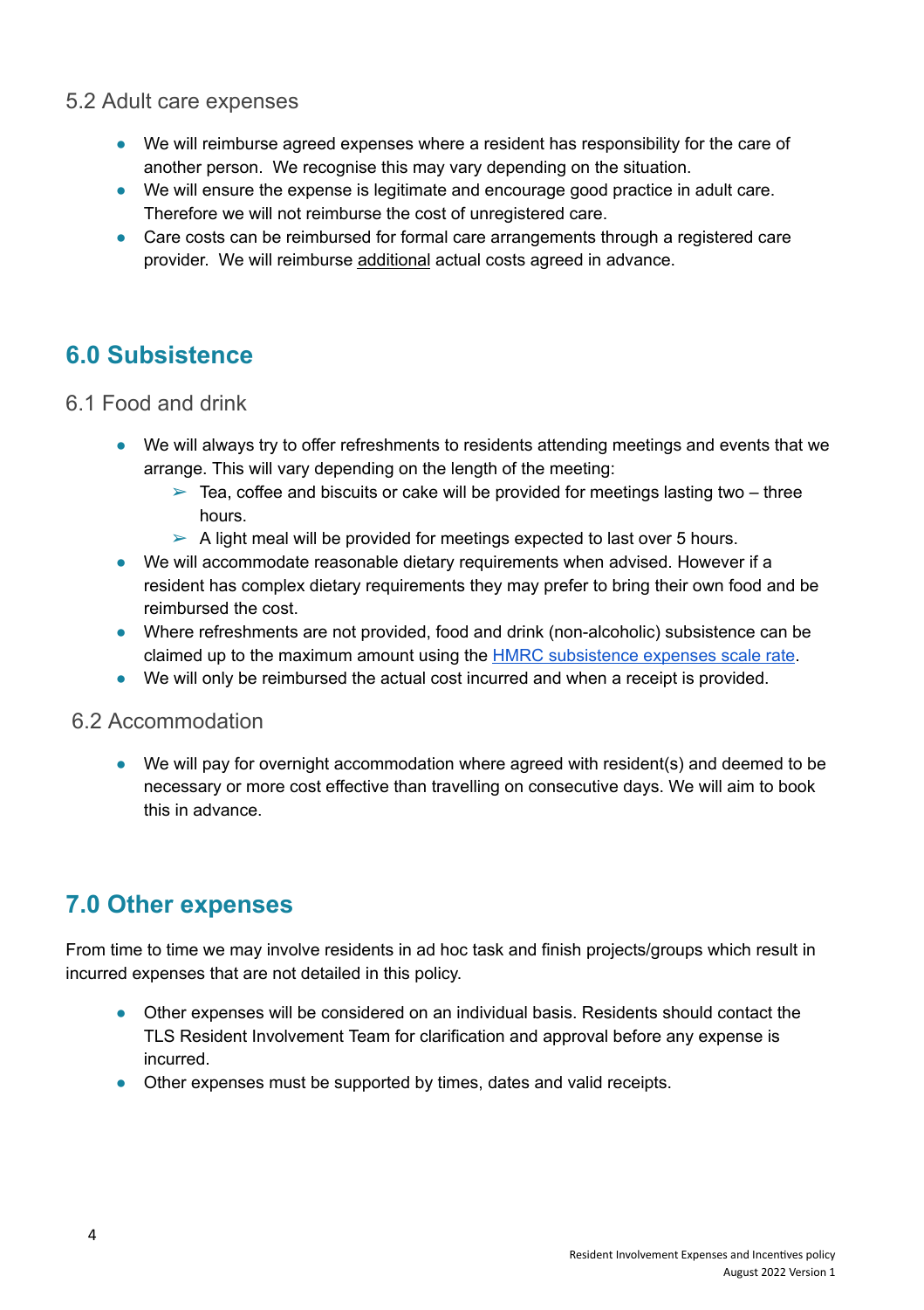### 5.2 Adult care expenses

- We will reimburse agreed expenses where a resident has responsibility for the care of another person. We recognise this may vary depending on the situation.
- We will ensure the expense is legitimate and encourage good practice in adult care. Therefore we will not reimburse the cost of unregistered care.
- Care costs can be reimbursed for formal care arrangements through a registered care provider. We will reimburse <u>additional</u> actual costs agreed in advance.

## 6.0 Subsistence

### 6.1 Food and drink

- We will always try to offer refreshments to residents attending meetings and events that we arrange. This will vary depending on the length of the meeting:
  - Tea, coffee and biscuits or cake will be provided for meetings lasting two – three hours.
  - A light meal will be provided for meetings expected to last over 5 hours.
- We will accommodate reasonable dietary requirements when advised. However if a resident has complex dietary requirements they may prefer to bring their own food and be reimbursed the cost.
- Where refreshments are not provided, food and drink (non-alcoholic) subsistence can be claimed up to the maximum amount using the HMRC subsistence expenses scale rate.
- We will only be reimbursed the actual cost incurred and when a receipt is provided.

### 6.2 Accommodation

- We will pay for overnight accommodation where agreed with resident(s) and deemed to be necessary or more cost effective than travelling on consecutive days. We will aim to book this in advance.

## 7.0 Other expenses

From time to time we may involve residents in ad hoc task and finish projects/groups which result in incurred expenses that are not detailed in this policy.

- Other expenses will be considered on an individual basis. Residents should contact the TLS Resident Involvement Team for clarification and approval before any expense is incurred.
- Other expenses must be supported by times, dates and valid receipts.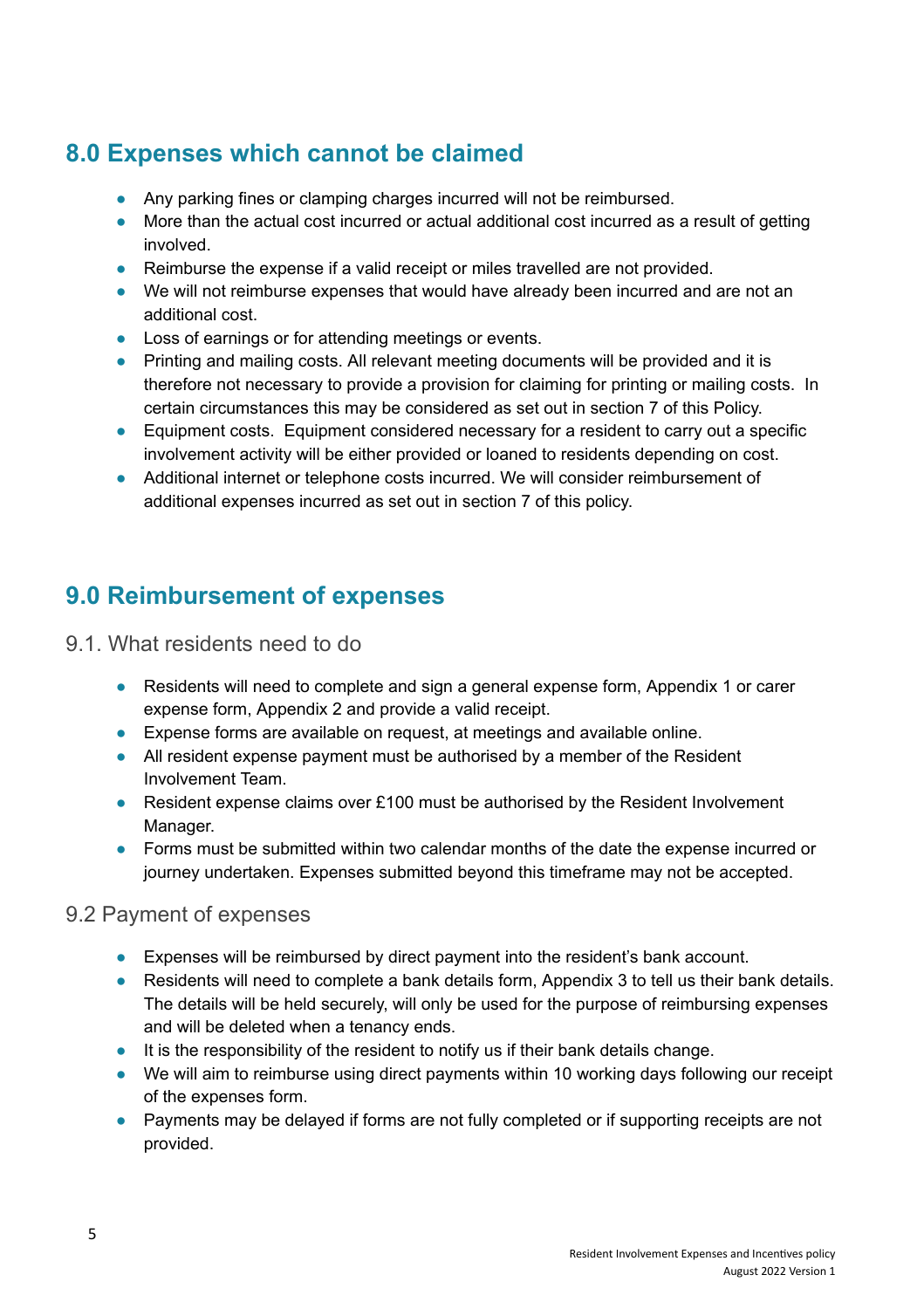## 8.0 Expenses which cannot be claimed

- Any parking fines or clamping charges incurred will not be reimbursed.
- More than the actual cost incurred or actual additional cost incurred as a result of getting involved.
- Reimburse the expense if a valid receipt or miles travelled are not provided.
- We will not reimburse expenses that would have already been incurred and are not an additional cost.
- Loss of earnings or for attending meetings or events.
- Printing and mailing costs. All relevant meeting documents will be provided and it is therefore not necessary to provide a provision for claiming for printing or mailing costs. In certain circumstances this may be considered as set out in section 7 of this Policy.
- Equipment costs. Equipment considered necessary for a resident to carry out a specific involvement activity will be either provided or loaned to residents depending on cost.
- Additional internet or telephone costs incurred. We will consider reimbursement of additional expenses incurred as set out in section 7 of this policy.

## 9.0 Reimbursement of expenses

### 9.1. What residents need to do

- Residents will need to complete and sign a general expense form, Appendix 1 or carer expense form, Appendix 2 and provide a valid receipt.
- Expense forms are available on request, at meetings and available online.
- All resident expense payment must be authorised by a member of the Resident Involvement Team.
- Resident expense claims over £100 must be authorised by the Resident Involvement Manager.
- Forms must be submitted within two calendar months of the date the expense incurred or journey undertaken. Expenses submitted beyond this timeframe may not be accepted.

### 9.2 Payment of expenses

- Expenses will be reimbursed by direct payment into the resident's bank account.
- Residents will need to complete a bank details form, Appendix 3 to tell us their bank details. The details will be held securely, will only be used for the purpose of reimbursing expenses and will be deleted when a tenancy ends.
- It is the responsibility of the resident to notify us if their bank details change.
- We will aim to reimburse using direct payments within 10 working days following our receipt of the expenses form.
- Payments may be delayed if forms are not fully completed or if supporting receipts are not provided.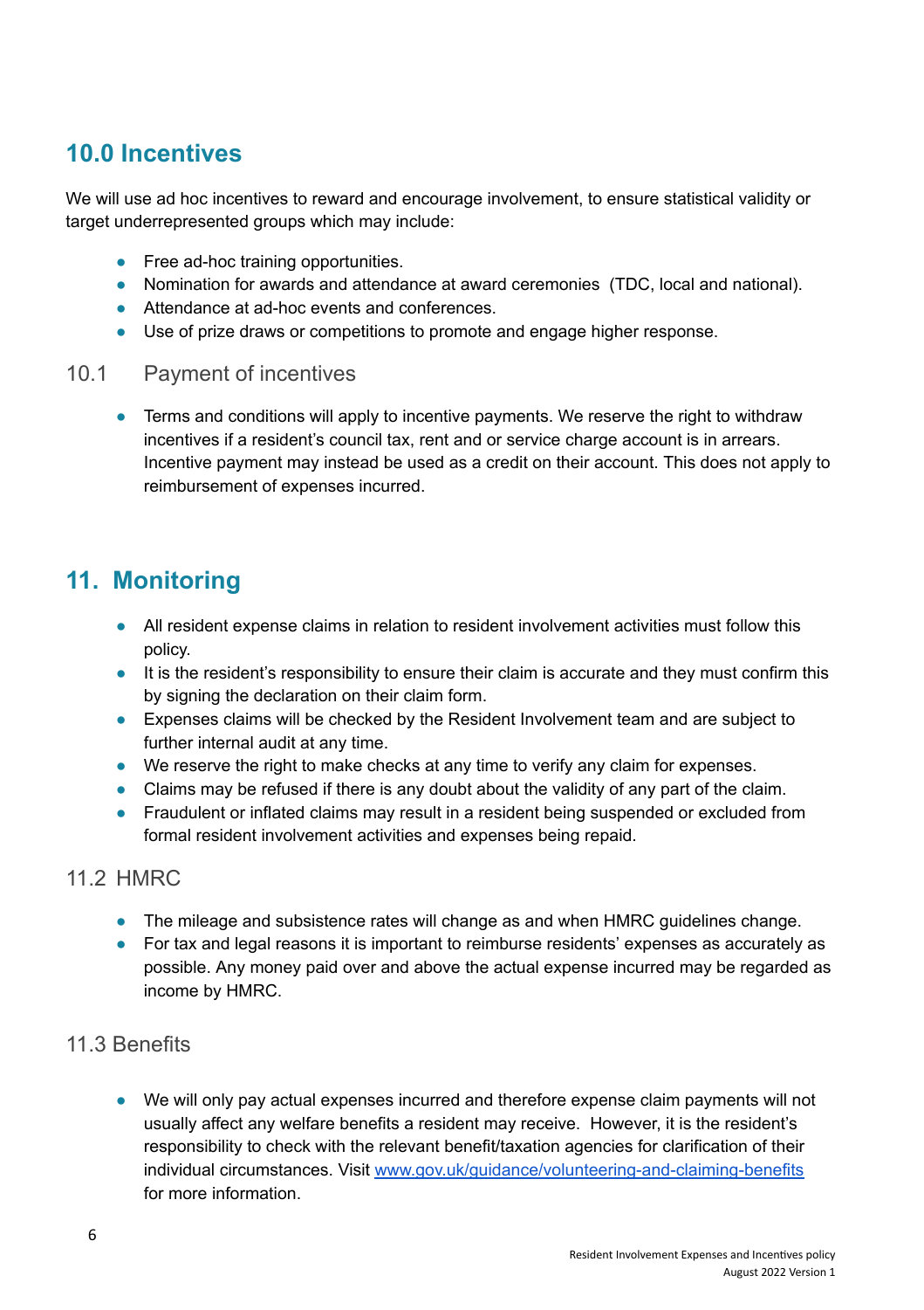## 10.0 Incentives

We will use ad hoc incentives to reward and encourage involvement, to ensure statistical validity or target underrepresented groups which may include:

- Free ad-hoc training opportunities.
- Nomination for awards and attendance at award ceremonies (TDC, local and national).
- Attendance at ad-hoc events and conferences.
- Use of prize draws or competitions to promote and engage higher response.

### 10.1 Payment of incentives

- Terms and conditions will apply to incentive payments. We reserve the right to withdraw incentives if a resident's council tax, rent and or service charge account is in arrears. Incentive payment may instead be used as a credit on their account. This does not apply to reimbursement of expenses incurred.

## 11. Monitoring

- All resident expense claims in relation to resident involvement activities must follow this policy.
- It is the resident's responsibility to ensure their claim is accurate and they must confirm this by signing the declaration on their claim form.
- Expenses claims will be checked by the Resident Involvement team and are subject to further internal audit at any time.
- We reserve the right to make checks at any time to verify any claim for expenses.
- Claims may be refused if there is any doubt about the validity of any part of the claim.
- Fraudulent or inflated claims may result in a resident being suspended or excluded from formal resident involvement activities and expenses being repaid.

### 11.2 HMRC

- The mileage and subsistence rates will change as and when HMRC guidelines change.
- For tax and legal reasons it is important to reimburse residents' expenses as accurately as possible. Any money paid over and above the actual expense incurred may be regarded as income by HMRC.

### 11.3 Benefits

- We will only pay actual expenses incurred and therefore expense claim payments will not usually affect any welfare benefits a resident may receive. However, it is the resident's responsibility to check with the relevant benefit/taxation agencies for clarification of their individual circumstances. Visit [www.gov.uk/guidance/volunteering-and-claiming-benefits](https://www.gov.uk/guidance/volunteering-and-claiming-benefits) for more information.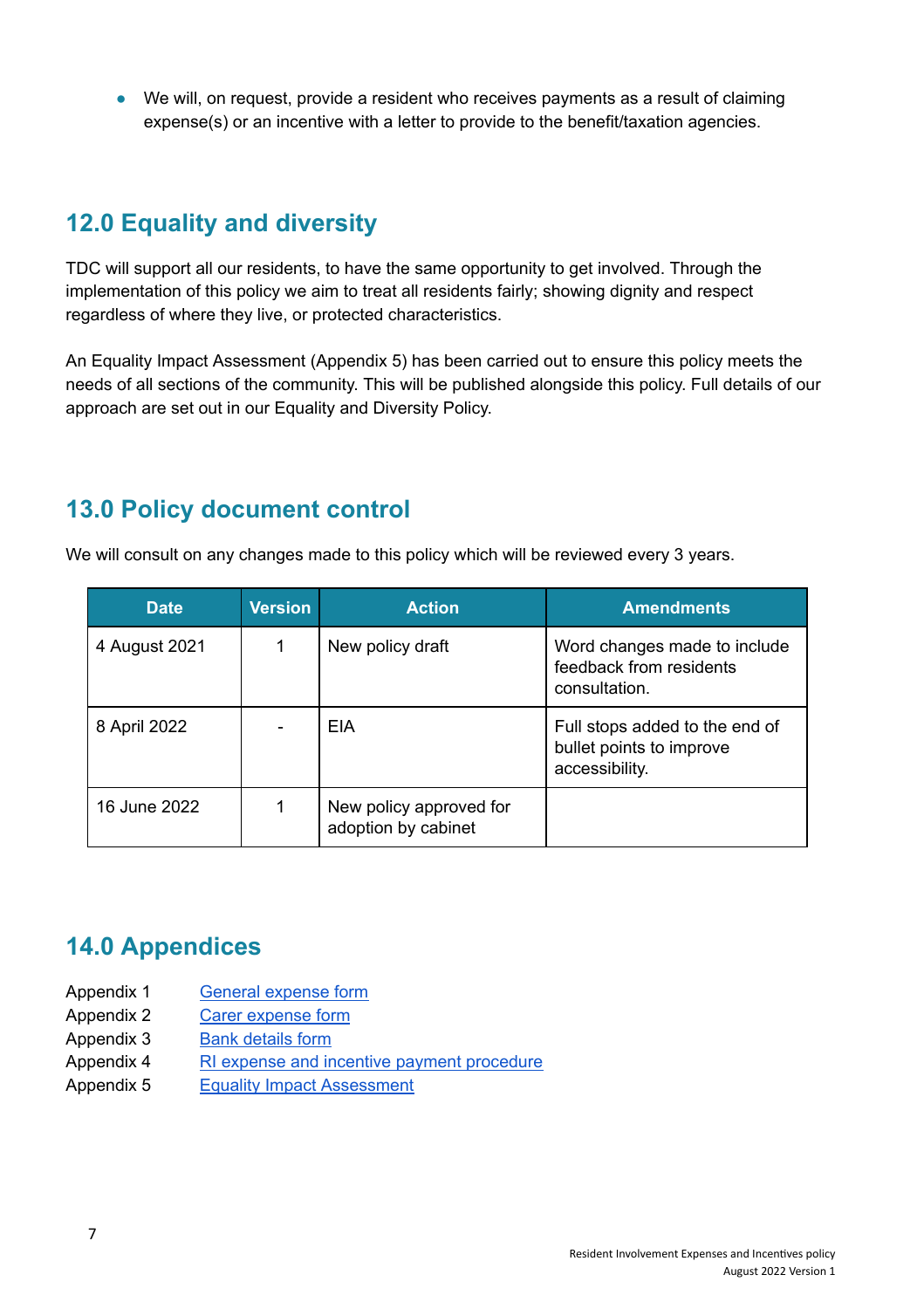- We will, on request, provide a resident who receives payments as a result of claiming expense(s) or an incentive with a letter to provide to the benefit/taxation agencies.

## 12.0 Equality and diversity

TDC will support all our residents, to have the same opportunity to get involved. Through the implementation of this policy we aim to treat all residents fairly; showing dignity and respect regardless of where they live, or protected characteristics.

An Equality Impact Assessment (Appendix 5) has been carried out to ensure this policy meets the needs of all sections of the community. This will be published alongside this policy. Full details of our approach are set out in our Equality and Diversity Policy.

## 13.0 Policy document control

We will consult on any changes made to this policy which will be reviewed every 3 years.

| Date | Version | Action | Amendments |
|---|---|---|---|
| 4 August 2021 | 1 | New policy draft | Word changes made to include feedback from residents consultation. |
| 8 April 2022 | - | EIA | Full stops added to the end of bullet points to improve accessibility. |
| 16 June 2022 | 1 | New policy approved for adoption by cabinet | |

## 14.0 Appendices

Appendix 1 General expense form
Appendix 2 Carer expense form
Appendix 3 Bank details form
Appendix 4 RI expense and incentive payment procedure
Appendix 5 Equality Impact Assessment